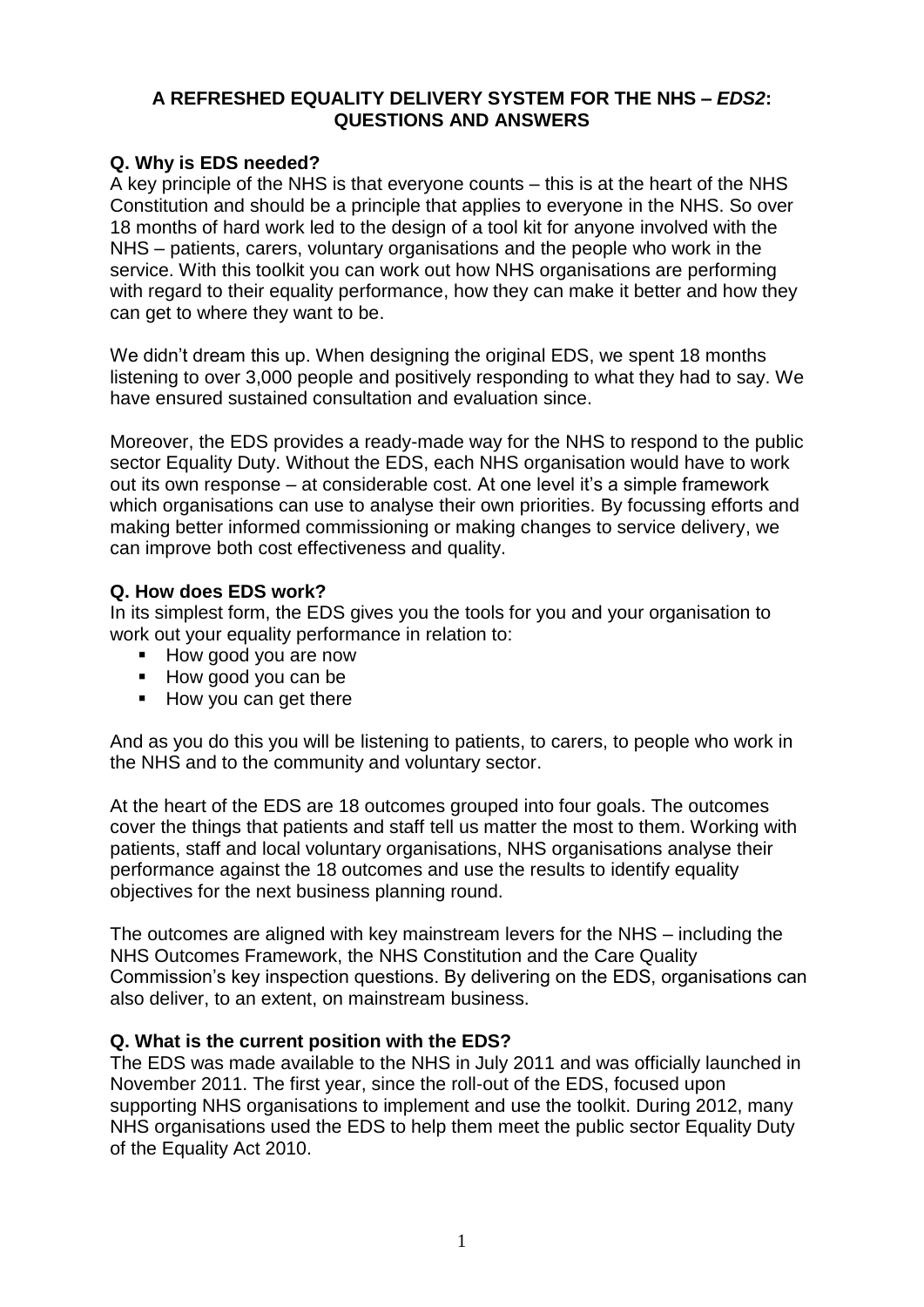# A REFRESHED EQUALITY DELIVERY SYSTEM FOR THE NHS – *EDS2*: QUESTIONS AND ANSWERS

**Q. Why is EDS needed?**

A key principle of the NHS is that everyone counts – this is at the heart of the NHS Constitution and should be a principle that applies to everyone in the NHS. So over 18 months of hard work led to the design of a tool kit for anyone involved with the NHS – patients, carers, voluntary organisations and the people who work in the service. With this toolkit you can work out how NHS organisations are performing with regard to their equality performance, how they can make it better and how they can get to where they want to be.

We didn't dream this up. When designing the original EDS, we spent 18 months listening to over 3,000 people and positively responding to what they had to say. We have ensured sustained consultation and evaluation since.

Moreover, the EDS provides a ready-made way for the NHS to respond to the public sector Equality Duty. Without the EDS, each NHS organisation would have to work out its own response – at considerable cost. At one level it's a simple framework which organisations can use to analyse their own priorities. By focussing efforts and making better informed commissioning or making changes to service delivery, we can improve both cost effectiveness and quality.

**Q. How does EDS work?**

In its simplest form, the EDS gives you the tools for you and your organisation to work out your equality performance in relation to:

- How good you are now
- How good you can be
- How you can get there

And as you do this you will be listening to patients, to carers, to people who work in the NHS and to the community and voluntary sector.

At the heart of the EDS are 18 outcomes grouped into four goals. The outcomes cover the things that patients and staff tell us matter the most to them. Working with patients, staff and local voluntary organisations, NHS organisations analyse their performance against the 18 outcomes and use the results to identify equality objectives for the next business planning round.

The outcomes are aligned with key mainstream levers for the NHS – including the NHS Outcomes Framework, the NHS Constitution and the Care Quality Commission's key inspection questions. By delivering on the EDS, organisations can also deliver, to an extent, on mainstream business.

**Q. What is the current position with the EDS?**

The EDS was made available to the NHS in July 2011 and was officially launched in November 2011. The first year, since the roll-out of the EDS, focused upon supporting NHS organisations to implement and use the toolkit. During 2012, many NHS organisations used the EDS to help them meet the public sector Equality Duty of the Equality Act 2010.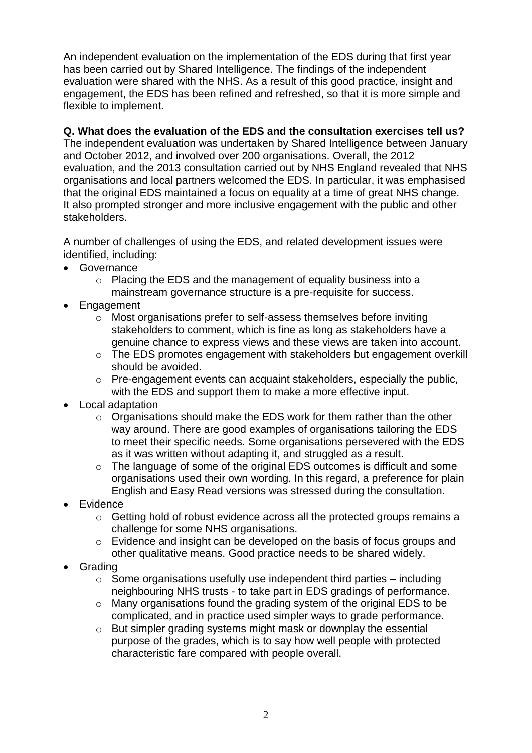An independent evaluation on the implementation of the EDS during that first year has been carried out by Shared Intelligence. The findings of the independent evaluation were shared with the NHS. As a result of this good practice, insight and engagement, the EDS has been refined and refreshed, so that it is more simple and flexible to implement.

**Q. What does the evaluation of the EDS and the consultation exercises tell us?**

The independent evaluation was undertaken by Shared Intelligence between January and October 2012, and involved over 200 organisations. Overall, the 2012 evaluation, and the 2013 consultation carried out by NHS England revealed that NHS organisations and local partners welcomed the EDS. In particular, it was emphasised that the original EDS maintained a focus on equality at a time of great NHS change. It also prompted stronger and more inclusive engagement with the public and other stakeholders.

A number of challenges of using the EDS, and related development issues were identified, including:

- Governance
  - Placing the EDS and the management of equality business into a mainstream governance structure is a pre-requisite for success.
- Engagement
  - Most organisations prefer to self-assess themselves before inviting stakeholders to comment, which is fine as long as stakeholders have a genuine chance to express views and these views are taken into account.
  - The EDS promotes engagement with stakeholders but engagement overkill should be avoided.
  - Pre-engagement events can acquaint stakeholders, especially the public, with the EDS and support them to make a more effective input.
- Local adaptation
  - Organisations should make the EDS work for them rather than the other way around. There are good examples of organisations tailoring the EDS to meet their specific needs. Some organisations persevered with the EDS as it was written without adapting it, and struggled as a result.
  - The language of some of the original EDS outcomes is difficult and some organisations used their own wording. In this regard, a preference for plain English and Easy Read versions was stressed during the consultation.
- Evidence
  - Getting hold of robust evidence across <u>all</u> the protected groups remains a challenge for some NHS organisations.
  - Evidence and insight can be developed on the basis of focus groups and other qualitative means. Good practice needs to be shared widely.
- Grading
  - Some organisations usefully use independent third parties – including neighbouring NHS trusts - to take part in EDS gradings of performance.
  - Many organisations found the grading system of the original EDS to be complicated, and in practice used simpler ways to grade performance.
  - But simpler grading systems might mask or downplay the essential purpose of the grades, which is to say how well people with protected characteristic fare compared with people overall.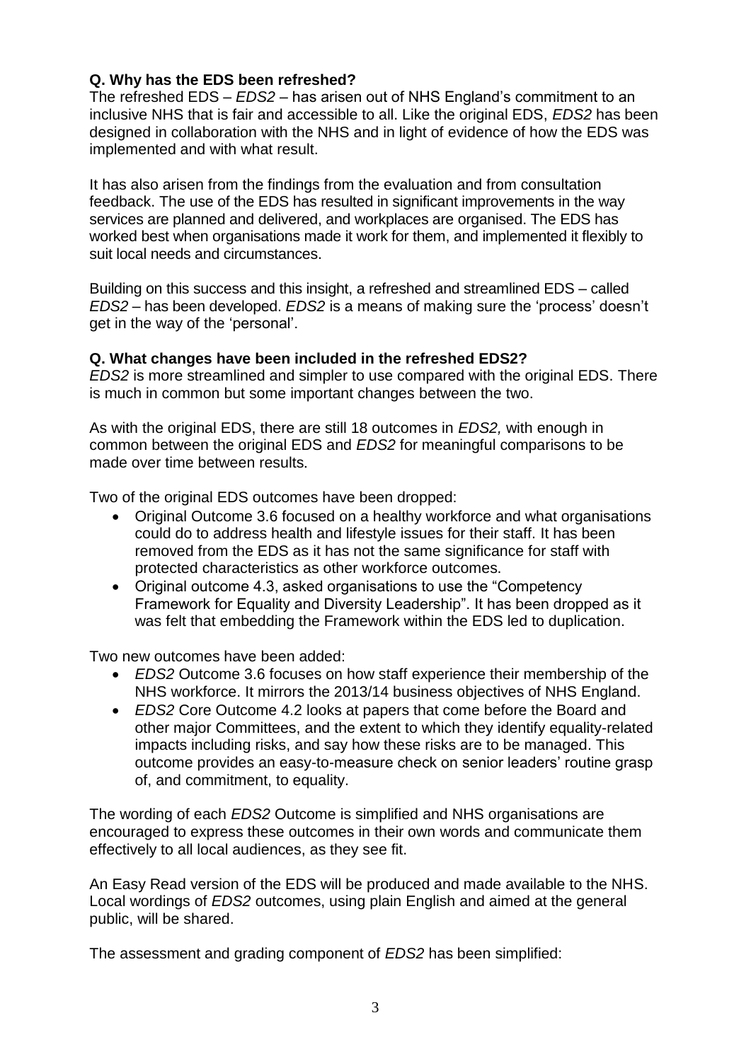**Q. Why has the EDS been refreshed?**
The refreshed EDS – *EDS2* – has arisen out of NHS England's commitment to an inclusive NHS that is fair and accessible to all. Like the original EDS, *EDS2* has been designed in collaboration with the NHS and in light of evidence of how the EDS was implemented and with what result.

It has also arisen from the findings from the evaluation and from consultation feedback. The use of the EDS has resulted in significant improvements in the way services are planned and delivered, and workplaces are organised. The EDS has worked best when organisations made it work for them, and implemented it flexibly to suit local needs and circumstances.

Building on this success and this insight, a refreshed and streamlined EDS – called *EDS2* – has been developed. *EDS2* is a means of making sure the 'process' doesn't get in the way of the 'personal'.

**Q. What changes have been included in the refreshed EDS2?**
*EDS2* is more streamlined and simpler to use compared with the original EDS. There is much in common but some important changes between the two.

As with the original EDS, there are still 18 outcomes in *EDS2,* with enough in common between the original EDS and *EDS2* for meaningful comparisons to be made over time between results.

Two of the original EDS outcomes have been dropped:

- Original Outcome 3.6 focused on a healthy workforce and what organisations could do to address health and lifestyle issues for their staff. It has been removed from the EDS as it has not the same significance for staff with protected characteristics as other workforce outcomes.
- Original outcome 4.3, asked organisations to use the "Competency Framework for Equality and Diversity Leadership". It has been dropped as it was felt that embedding the Framework within the EDS led to duplication.

Two new outcomes have been added:

- *EDS2* Outcome 3.6 focuses on how staff experience their membership of the NHS workforce. It mirrors the 2013/14 business objectives of NHS England.
- *EDS2* Core Outcome 4.2 looks at papers that come before the Board and other major Committees, and the extent to which they identify equality-related impacts including risks, and say how these risks are to be managed. This outcome provides an easy-to-measure check on senior leaders' routine grasp of, and commitment, to equality.

The wording of each *EDS2* Outcome is simplified and NHS organisations are encouraged to express these outcomes in their own words and communicate them effectively to all local audiences, as they see fit.

An Easy Read version of the EDS will be produced and made available to the NHS. Local wordings of *EDS2* outcomes, using plain English and aimed at the general public, will be shared.

The assessment and grading component of *EDS2* has been simplified: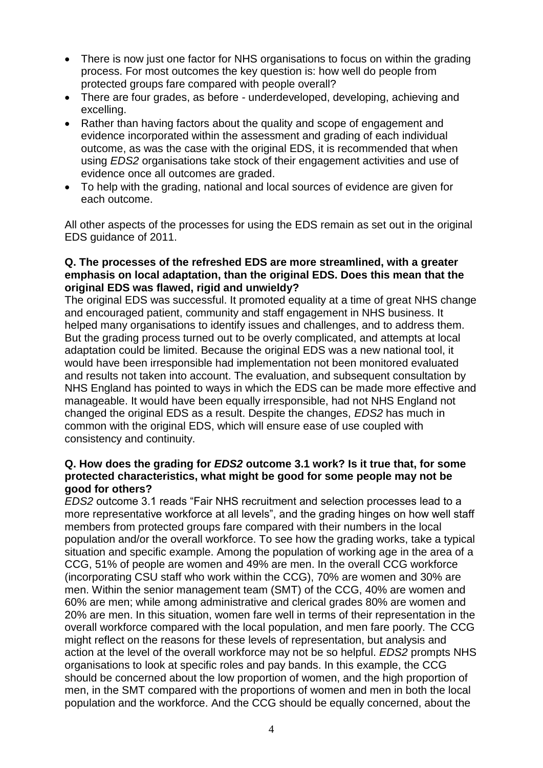- There is now just one factor for NHS organisations to focus on within the grading process. For most outcomes the key question is: how well do people from protected groups fare compared with people overall?
- There are four grades, as before - underdeveloped, developing, achieving and excelling.
- Rather than having factors about the quality and scope of engagement and evidence incorporated within the assessment and grading of each individual outcome, as was the case with the original EDS, it is recommended that when using *EDS2* organisations take stock of their engagement activities and use of evidence once all outcomes are graded.
- To help with the grading, national and local sources of evidence are given for each outcome.

All other aspects of the processes for using the EDS remain as set out in the original EDS guidance of 2011.

**Q. The processes of the refreshed EDS are more streamlined, with a greater emphasis on local adaptation, than the original EDS. Does this mean that the original EDS was flawed, rigid and unwieldy?**

The original EDS was successful. It promoted equality at a time of great NHS change and encouraged patient, community and staff engagement in NHS business. It helped many organisations to identify issues and challenges, and to address them. But the grading process turned out to be overly complicated, and attempts at local adaptation could be limited. Because the original EDS was a new national tool, it would have been irresponsible had implementation not been monitored evaluated and results not taken into account. The evaluation, and subsequent consultation by NHS England has pointed to ways in which the EDS can be made more effective and manageable. It would have been equally irresponsible, had not NHS England not changed the original EDS as a result. Despite the changes, *EDS2* has much in common with the original EDS, which will ensure ease of use coupled with consistency and continuity.

**Q. How does the grading for *EDS2* outcome 3.1 work? Is it true that, for some protected characteristics, what might be good for some people may not be good for others?**

*EDS2* outcome 3.1 reads "Fair NHS recruitment and selection processes lead to a more representative workforce at all levels", and the grading hinges on how well staff members from protected groups fare compared with their numbers in the local population and/or the overall workforce. To see how the grading works, take a typical situation and specific example. Among the population of working age in the area of a CCG, 51% of people are women and 49% are men. In the overall CCG workforce (incorporating CSU staff who work within the CCG), 70% are women and 30% are men. Within the senior management team (SMT) of the CCG, 40% are women and 60% are men; while among administrative and clerical grades 80% are women and 20% are men. In this situation, women fare well in terms of their representation in the overall workforce compared with the local population, and men fare poorly. The CCG might reflect on the reasons for these levels of representation, but analysis and action at the level of the overall workforce may not be so helpful. *EDS2* prompts NHS organisations to look at specific roles and pay bands. In this example, the CCG should be concerned about the low proportion of women, and the high proportion of men, in the SMT compared with the proportions of women and men in both the local population and the workforce. And the CCG should be equally concerned, about the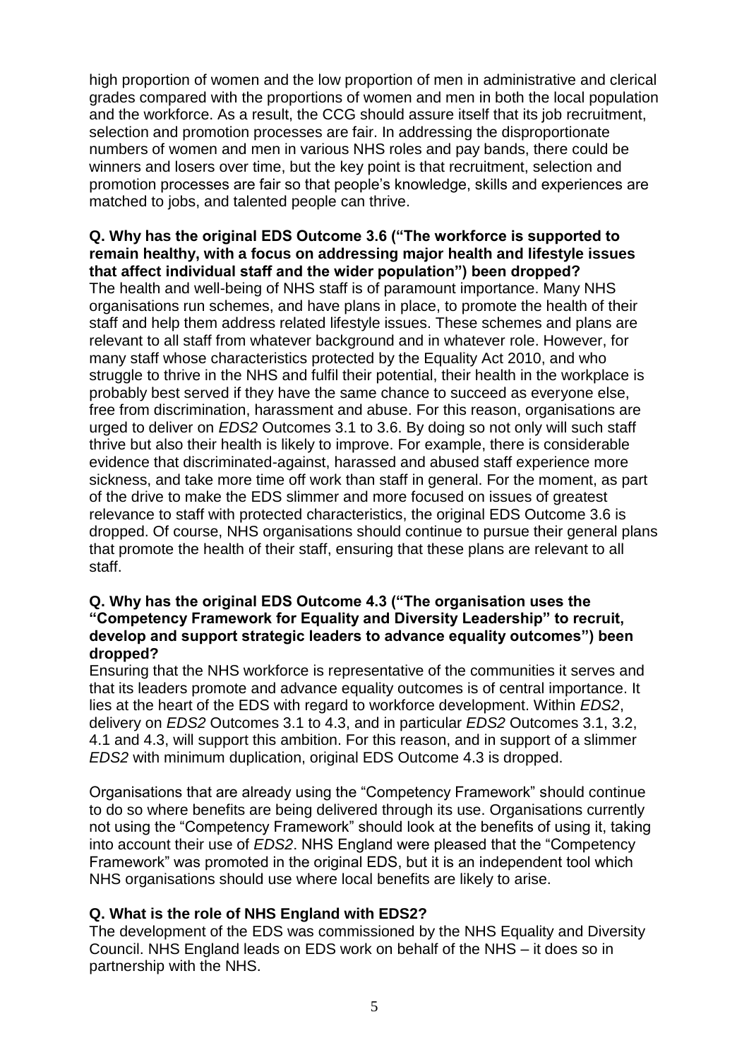high proportion of women and the low proportion of men in administrative and clerical grades compared with the proportions of women and men in both the local population and the workforce. As a result, the CCG should assure itself that its job recruitment, selection and promotion processes are fair. In addressing the disproportionate numbers of women and men in various NHS roles and pay bands, there could be winners and losers over time, but the key point is that recruitment, selection and promotion processes are fair so that people's knowledge, skills and experiences are matched to jobs, and talented people can thrive.

**Q. Why has the original EDS Outcome 3.6 ("The workforce is supported to remain healthy, with a focus on addressing major health and lifestyle issues that affect individual staff and the wider population") been dropped?**

The health and well-being of NHS staff is of paramount importance. Many NHS organisations run schemes, and have plans in place, to promote the health of their staff and help them address related lifestyle issues. These schemes and plans are relevant to all staff from whatever background and in whatever role. However, for many staff whose characteristics protected by the Equality Act 2010, and who struggle to thrive in the NHS and fulfil their potential, their health in the workplace is probably best served if they have the same chance to succeed as everyone else, free from discrimination, harassment and abuse. For this reason, organisations are urged to deliver on *EDS2* Outcomes 3.1 to 3.6. By doing so not only will such staff thrive but also their health is likely to improve. For example, there is considerable evidence that discriminated-against, harassed and abused staff experience more sickness, and take more time off work than staff in general. For the moment, as part of the drive to make the EDS slimmer and more focused on issues of greatest relevance to staff with protected characteristics, the original EDS Outcome 3.6 is dropped. Of course, NHS organisations should continue to pursue their general plans that promote the health of their staff, ensuring that these plans are relevant to all staff.

**Q. Why has the original EDS Outcome 4.3 ("The organisation uses the "Competency Framework for Equality and Diversity Leadership" to recruit, develop and support strategic leaders to advance equality outcomes") been dropped?**

Ensuring that the NHS workforce is representative of the communities it serves and that its leaders promote and advance equality outcomes is of central importance. It lies at the heart of the EDS with regard to workforce development. Within *EDS2*, delivery on *EDS2* Outcomes 3.1 to 4.3, and in particular *EDS2* Outcomes 3.1, 3.2, 4.1 and 4.3, will support this ambition. For this reason, and in support of a slimmer *EDS2* with minimum duplication, original EDS Outcome 4.3 is dropped.

Organisations that are already using the "Competency Framework" should continue to do so where benefits are being delivered through its use. Organisations currently not using the "Competency Framework" should look at the benefits of using it, taking into account their use of *EDS2*. NHS England were pleased that the "Competency Framework" was promoted in the original EDS, but it is an independent tool which NHS organisations should use where local benefits are likely to arise.

**Q. What is the role of NHS England with EDS2?**

The development of the EDS was commissioned by the NHS Equality and Diversity Council. NHS England leads on EDS work on behalf of the NHS – it does so in partnership with the NHS.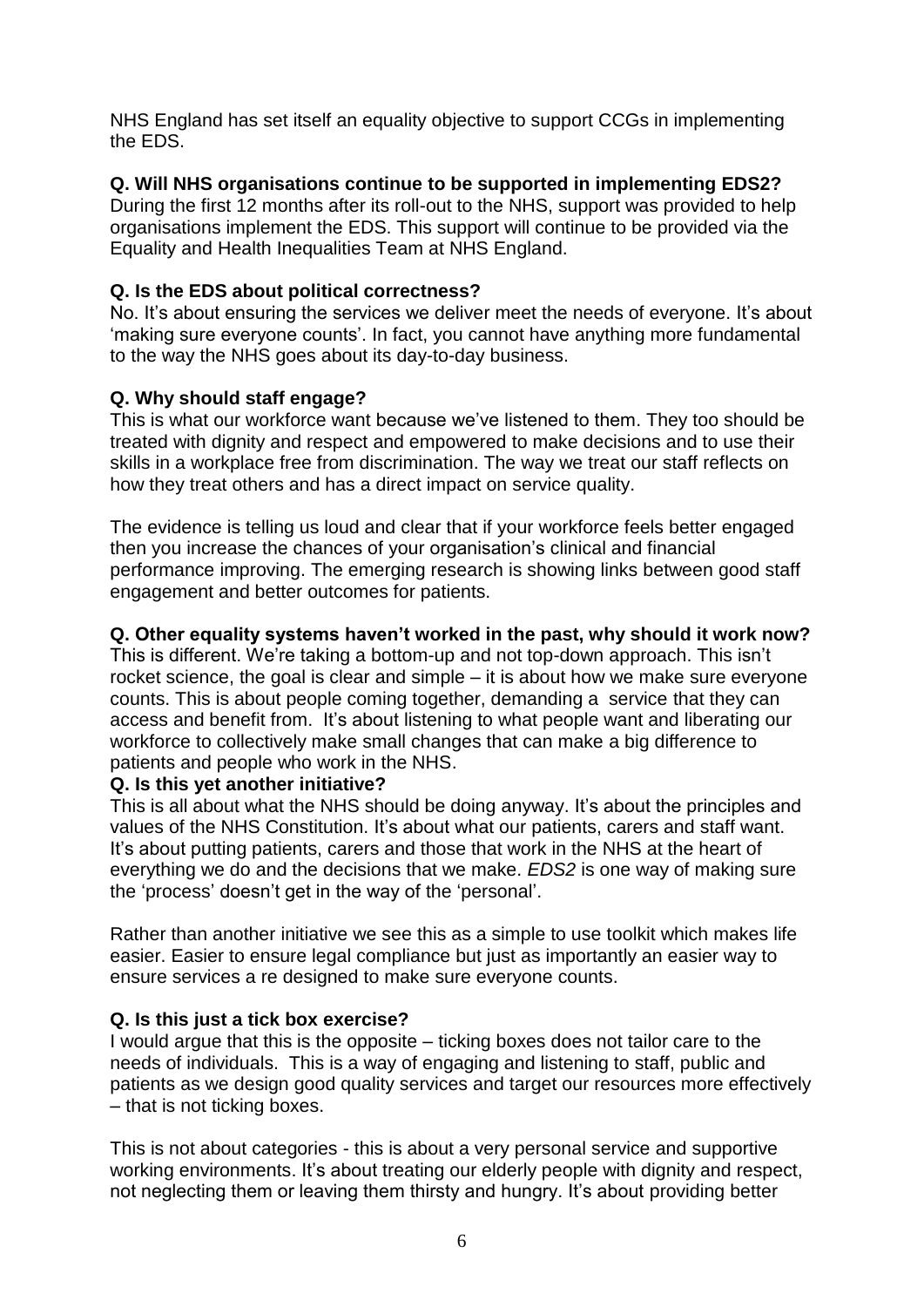NHS England has set itself an equality objective to support CCGs in implementing the EDS.

**Q. Will NHS organisations continue to be supported in implementing EDS2?**

During the first 12 months after its roll-out to the NHS, support was provided to help organisations implement the EDS. This support will continue to be provided via the Equality and Health Inequalities Team at NHS England.

**Q. Is the EDS about political correctness?**

No. It's about ensuring the services we deliver meet the needs of everyone. It's about 'making sure everyone counts'. In fact, you cannot have anything more fundamental to the way the NHS goes about its day-to-day business.

**Q. Why should staff engage?**

This is what our workforce want because we've listened to them. They too should be treated with dignity and respect and empowered to make decisions and to use their skills in a workplace free from discrimination. The way we treat our staff reflects on how they treat others and has a direct impact on service quality.

The evidence is telling us loud and clear that if your workforce feels better engaged then you increase the chances of your organisation's clinical and financial performance improving. The emerging research is showing links between good staff engagement and better outcomes for patients.

**Q. Other equality systems haven't worked in the past, why should it work now?**

This is different. We're taking a bottom-up and not top-down approach. This isn't rocket science, the goal is clear and simple – it is about how we make sure everyone counts. This is about people coming together, demanding a service that they can access and benefit from. It's about listening to what people want and liberating our workforce to collectively make small changes that can make a big difference to patients and people who work in the NHS.

**Q. Is this yet another initiative?**

This is all about what the NHS should be doing anyway. It's about the principles and values of the NHS Constitution. It's about what our patients, carers and staff want. It's about putting patients, carers and those that work in the NHS at the heart of everything we do and the decisions that we make. *EDS2* is one way of making sure the 'process' doesn't get in the way of the 'personal'.

Rather than another initiative we see this as a simple to use toolkit which makes life easier. Easier to ensure legal compliance but just as importantly an easier way to ensure services a re designed to make sure everyone counts.

**Q. Is this just a tick box exercise?**

I would argue that this is the opposite – ticking boxes does not tailor care to the needs of individuals. This is a way of engaging and listening to staff, public and patients as we design good quality services and target our resources more effectively – that is not ticking boxes.

This is not about categories - this is about a very personal service and supportive working environments. It's about treating our elderly people with dignity and respect, not neglecting them or leaving them thirsty and hungry. It's about providing better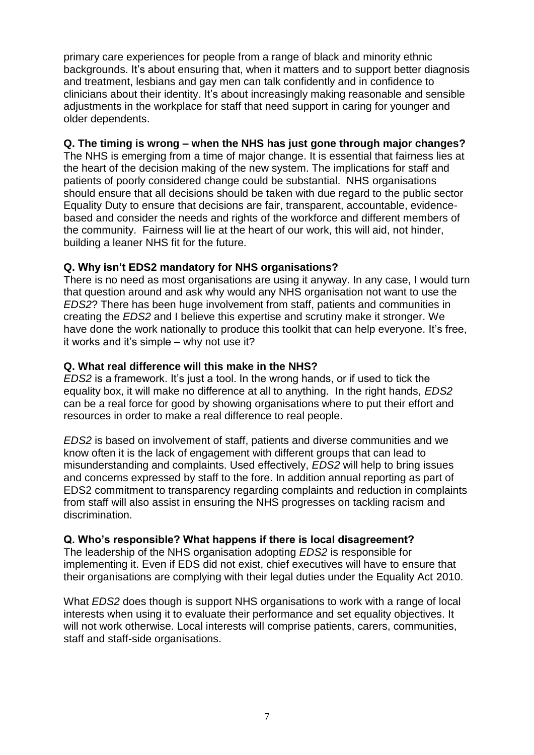primary care experiences for people from a range of black and minority ethnic backgrounds. It's about ensuring that, when it matters and to support better diagnosis and treatment, lesbians and gay men can talk confidently and in confidence to clinicians about their identity. It's about increasingly making reasonable and sensible adjustments in the workplace for staff that need support in caring for younger and older dependents.

**Q. The timing is wrong – when the NHS has just gone through major changes?**
The NHS is emerging from a time of major change. It is essential that fairness lies at the heart of the decision making of the new system. The implications for staff and patients of poorly considered change could be substantial. NHS organisations should ensure that all decisions should be taken with due regard to the public sector Equality Duty to ensure that decisions are fair, transparent, accountable, evidence-based and consider the needs and rights of the workforce and different members of the community. Fairness will lie at the heart of our work, this will aid, not hinder, building a leaner NHS fit for the future.

**Q. Why isn't EDS2 mandatory for NHS organisations?**
There is no need as most organisations are using it anyway. In any case, I would turn that question around and ask why would any NHS organisation not want to use the *EDS2*? There has been huge involvement from staff, patients and communities in creating the *EDS2* and I believe this expertise and scrutiny make it stronger. We have done the work nationally to produce this toolkit that can help everyone. It's free, it works and it's simple – why not use it?

**Q. What real difference will this make in the NHS?**
*EDS2* is a framework. It's just a tool. In the wrong hands, or if used to tick the equality box, it will make no difference at all to anything. In the right hands, *EDS2* can be a real force for good by showing organisations where to put their effort and resources in order to make a real difference to real people.

*EDS2* is based on involvement of staff, patients and diverse communities and we know often it is the lack of engagement with different groups that can lead to misunderstanding and complaints. Used effectively, *EDS2* will help to bring issues and concerns expressed by staff to the fore. In addition annual reporting as part of EDS2 commitment to transparency regarding complaints and reduction in complaints from staff will also assist in ensuring the NHS progresses on tackling racism and discrimination.

**Q. Who's responsible? What happens if there is local disagreement?**
The leadership of the NHS organisation adopting *EDS2* is responsible for implementing it. Even if EDS did not exist, chief executives will have to ensure that their organisations are complying with their legal duties under the Equality Act 2010.

What *EDS2* does though is support NHS organisations to work with a range of local interests when using it to evaluate their performance and set equality objectives. It will not work otherwise. Local interests will comprise patients, carers, communities, staff and staff-side organisations.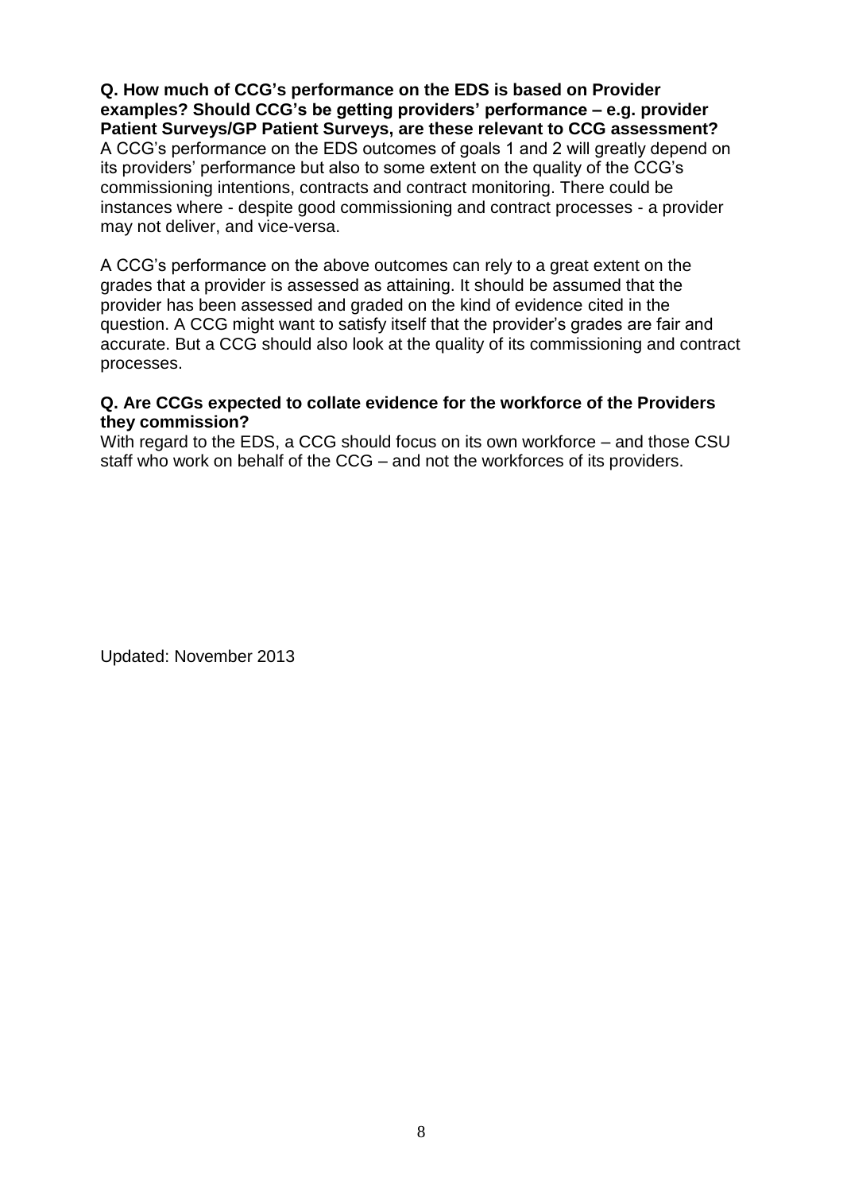**Q. How much of CCG's performance on the EDS is based on Provider examples? Should CCG's be getting providers' performance – e.g. provider Patient Surveys/GP Patient Surveys, are these relevant to CCG assessment?**
A CCG's performance on the EDS outcomes of goals 1 and 2 will greatly depend on its providers' performance but also to some extent on the quality of the CCG's commissioning intentions, contracts and contract monitoring. There could be instances where - despite good commissioning and contract processes - a provider may not deliver, and vice-versa.

A CCG's performance on the above outcomes can rely to a great extent on the grades that a provider is assessed as attaining. It should be assumed that the provider has been assessed and graded on the kind of evidence cited in the question. A CCG might want to satisfy itself that the provider's grades are fair and accurate. But a CCG should also look at the quality of its commissioning and contract processes.

**Q. Are CCGs expected to collate evidence for the workforce of the Providers they commission?**
With regard to the EDS, a CCG should focus on its own workforce – and those CSU staff who work on behalf of the CCG – and not the workforces of its providers.

Updated: November 2013